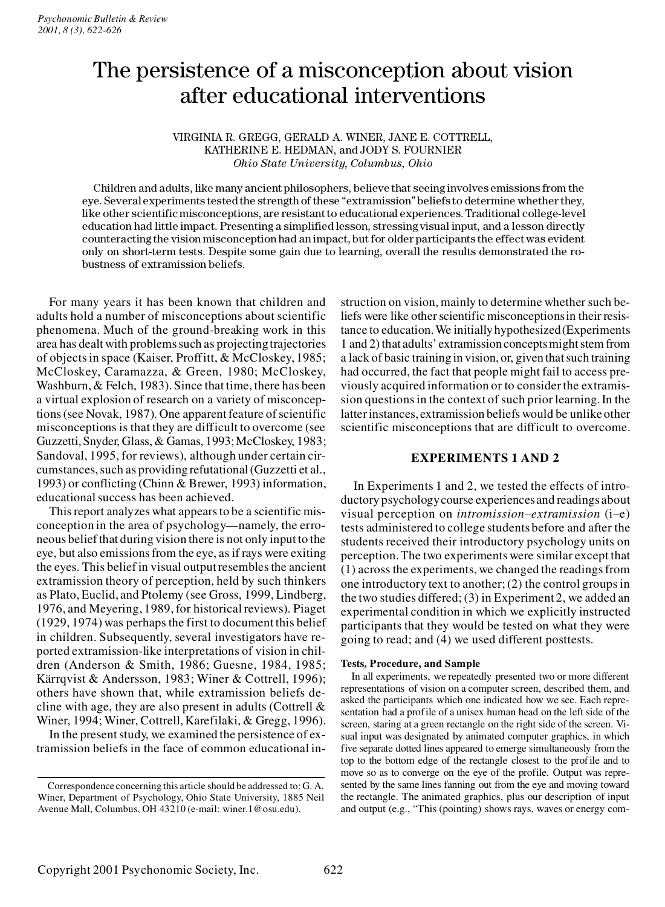# The persistence of a misconception about vision after educational interventions

VIRGINIA R. GREGG, GERALD A. WINER, JANE E. COTTRELL, KATHERINE E. HEDMAN, and JODY S. FOURNIER
*Ohio State University, Columbus, Ohio*

Children and adults, like many ancient philosophers, believe that seeing involves emissions from the eye. Several experiments tested the strength of these "extramission" beliefs to determine whether they, like other scientific misconceptions, are resistant to educational experiences. Traditional college-level education had little impact. Presenting a simplified lesson, stressing visual input, and a lesson directly counteracting the vision misconception had an impact, but for older participants the effect was evident only on short-term tests. Despite some gain due to learning, overall the results demonstrated the robustness of extramission beliefs.

For many years it has been known that children and adults hold a number of misconceptions about scientific phenomena. Much of the ground-breaking work in this area has dealt with problems such as projecting trajectories of objects in space (Kaiser, Proffitt, & McCloskey, 1985; McCloskey, Caramazza, & Green, 1980; McCloskey, Washburn, & Felch, 1983). Since that time, there has been a virtual explosion of research on a variety of misconceptions (see Novak, 1987). One apparent feature of scientific misconceptions is that they are difficult to overcome (see Guzzetti, Snyder, Glass, & Gamas, 1993; McCloskey, 1983; Sandoval, 1995, for reviews), although under certain circumstances, such as providing refutational (Guzzetti et al., 1993) or conflicting (Chinn & Brewer, 1993) information, educational success has been achieved.

This report analyzes what appears to be a scientific misconception in the area of psychology—namely, the erroneous belief that during vision there is not only input to the eye, but also emissions from the eye, as if rays were exiting the eyes. This belief in visual output resembles the ancient extramission theory of perception, held by such thinkers as Plato, Euclid, and Ptolemy (see Gross, 1999, Lindberg, 1976, and Meyering, 1989, for historical reviews). Piaget (1929, 1974) was perhaps the first to document this belief in children. Subsequently, several investigators have reported extramission-like interpretations of vision in children (Anderson & Smith, 1986; Guesne, 1984, 1985; Kärrqvist & Andersson, 1983; Winer & Cottrell, 1996); others have shown that, while extramission beliefs decline with age, they are also present in adults (Cottrell & Winer, 1994; Winer, Cottrell, Karefilaki, & Gregg, 1996).

In the present study, we examined the persistence of extramission beliefs in the face of common educational instruction on vision, mainly to determine whether such beliefs were like other scientific misconceptions in their resistance to education. We initially hypothesized (Experiments 1 and 2) that adults' extramission concepts might stem from a lack of basic training in vision, or, given that such training had occurred, the fact that people might fail to access previously acquired information or to consider the extramission questions in the context of such prior learning. In the latter instances, extramission beliefs would be unlike other scientific misconceptions that are difficult to overcome.

## EXPERIMENTS 1 AND 2

In Experiments 1 and 2, we tested the effects of introductory psychology course experiences and readings about visual perception on *intromission–extramission* (i–e) tests administered to college students before and after the students received their introductory psychology units on perception. The two experiments were similar except that (1) across the experiments, we changed the readings from one introductory text to another; (2) the control groups in the two studies differed; (3) in Experiment 2, we added an experimental condition in which we explicitly instructed participants that they would be tested on what they were going to read; and (4) we used different posttests.

### Tests, Procedure, and Sample

In all experiments, we repeatedly presented two or more different representations of vision on a computer screen, described them, and asked the participants which one indicated how we see. Each representation had a profile of a unisex human head on the left side of the screen, staring at a green rectangle on the right side of the screen. Visual input was designated by animated computer graphics, in which five separate dotted lines appeared to emerge simultaneously from the top to the bottom edge of the rectangle closest to the profile and to move so as to converge on the eye of the profile. Output was represented by the same lines fanning out from the eye and moving toward the rectangle. The animated graphics, plus our description of input and output (e.g., "This (pointing) shows rays, waves or energy com-

---

Correspondence concerning this article should be addressed to: G. A. Winer, Department of Psychology, Ohio State University, 1885 Neil Avenue Mall, Columbus, OH 43210 (e-mail: winer.1@osu.edu).

Copyright 2001 Psychonomic Society, Inc.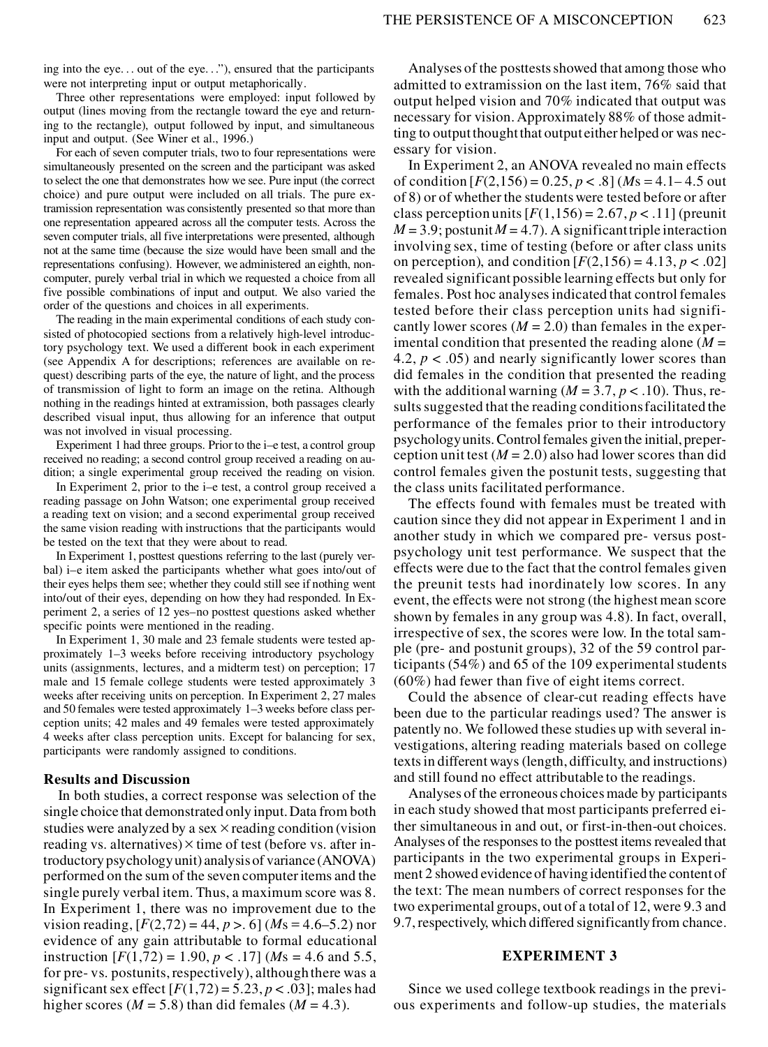ing into the eye... out of the eye..."), ensured that the participants were not interpreting input or output metaphorically.

Three other representations were employed: input followed by output (lines moving from the rectangle toward the eye and returning to the rectangle), output followed by input, and simultaneous input and output. (See Winer et al., 1996.)

For each of seven computer trials, two to four representations were simultaneously presented on the screen and the participant was asked to select the one that demonstrates how we see. Pure input (the correct choice) and pure output were included on all trials. The pure extramission representation was consistently presented so that more than one representation appeared across all the computer tests. Across the seven computer trials, all five interpretations were presented, although not at the same time (because the size would have been small and the representations confusing). However, we administered an eighth, noncomputer, purely verbal trial in which we requested a choice from all five possible combinations of input and output. We also varied the order of the questions and choices in all experiments.

The reading in the main experimental conditions of each study consisted of photocopied sections from a relatively high-level introductory psychology text. We used a different book in each experiment (see Appendix A for descriptions; references are available on request) describing parts of the eye, the nature of light, and the process of transmission of light to form an image on the retina. Although nothing in the readings hinted at extramission, both passages clearly described visual input, thus allowing for an inference that output was not involved in visual processing.

Experiment 1 had three groups. Prior to the i–e test, a control group received no reading; a second control group received a reading on audition; a single experimental group received the reading on vision.

In Experiment 2, prior to the i–e test, a control group received a reading passage on John Watson; one experimental group received a reading text on vision; and a second experimental group received the same vision reading with instructions that the participants would be tested on the text that they were about to read.

In Experiment 1, posttest questions referring to the last (purely verbal) i–e item asked the participants whether what goes into/out of their eyes helps them see; whether they could still see if nothing went into/out of their eyes, depending on how they had responded. In Experiment 2, a series of 12 yes–no posttest questions asked whether specific points were mentioned in the reading.

In Experiment 1, 30 male and 23 female students were tested approximately 1–3 weeks before receiving introductory psychology units (assignments, lectures, and a midterm test) on perception; 17 male and 15 female college students were tested approximately 3 weeks after receiving units on perception. In Experiment 2, 27 males and 50 females were tested approximately 1–3 weeks before class perception units; 42 males and 49 females were tested approximately 4 weeks after class perception units. Except for balancing for sex, participants were randomly assigned to conditions.

## Results and Discussion

In both studies, a correct response was selection of the single choice that demonstrated only input. Data from both studies were analyzed by a sex × reading condition (vision reading vs. alternatives) × time of test (before vs. after introductory psychology unit) analysis of variance (ANOVA) performed on the sum of the seven computer items and the single purely verbal item. Thus, a maximum score was 8. In Experiment 1, there was no improvement due to the vision reading, [$F(2,72) = 44$, $p > .6$] ($M$s = 4.6–5.2) nor evidence of any gain attributable to formal educational instruction [$F(1,72) = 1.90$, $p < .17$] ($M$s = 4.6 and 5.5, for pre- vs. postunits, respectively), although there was a significant sex effect [$F(1,72) = 5.23$, $p < .03$]; males had higher scores ($M = 5.8$) than did females ($M = 4.3$).

Analyses of the posttests showed that among those who admitted to extramission on the last item, 76% said that output helped vision and 70% indicated that output was necessary for vision. Approximately 88% of those admitting to output thought that output either helped or was necessary for vision.

In Experiment 2, an ANOVA revealed no main effects of condition [$F(2,156) = 0.25$, $p < .8$] ($M$s = 4.1–4.5 out of 8) or of whether the students were tested before or after class perception units [$F(1,156) = 2.67$, $p < .11$] (preunit $M = 3.9$; postunit $M = 4.7$). A significant triple interaction involving sex, time of testing (before or after class units on perception), and condition [$F(2,156) = 4.13$, $p < .02$] revealed significant possible learning effects but only for females. Post hoc analyses indicated that control females tested before their class perception units had significantly lower scores ($M = 2.0$) than females in the experimental condition that presented the reading alone ($M = 4.2$, $p < .05$) and nearly significantly lower scores than did females in the condition that presented the reading with the additional warning ($M = 3.7$, $p < .10$). Thus, results suggested that the reading conditions facilitated the performance of the females prior to their introductory psychology units. Control females given the initial, preperception unit test ($M = 2.0$) also had lower scores than did control females given the postunit tests, suggesting that the class units facilitated performance.

The effects found with females must be treated with caution since they did not appear in Experiment 1 and in another study in which we compared pre- versus post-psychology unit test performance. We suspect that the effects were due to the fact that the control females given the preunit tests had inordinately low scores. In any event, the effects were not strong (the highest mean score shown by females in any group was 4.8). In fact, overall, irrespective of sex, the scores were low. In the total sample (pre- and postunit groups), 32 of the 59 control participants (54%) and 65 of the 109 experimental students (60%) had fewer than five of eight items correct.

Could the absence of clear-cut reading effects have been due to the particular readings used? The answer is patently no. We followed these studies up with several investigations, altering reading materials based on college texts in different ways (length, difficulty, and instructions) and still found no effect attributable to the readings.

Analyses of the erroneous choices made by participants in each study showed that most participants preferred either simultaneous in and out, or first-in-then-out choices. Analyses of the responses to the posttest items revealed that participants in the two experimental groups in Experiment 2 showed evidence of having identified the content of the text: The mean numbers of correct responses for the two experimental groups, out of a total of 12, were 9.3 and 9.7, respectively, which differed significantly from chance.

## EXPERIMENT 3

Since we used college textbook readings in the previous experiments and follow-up studies, the materials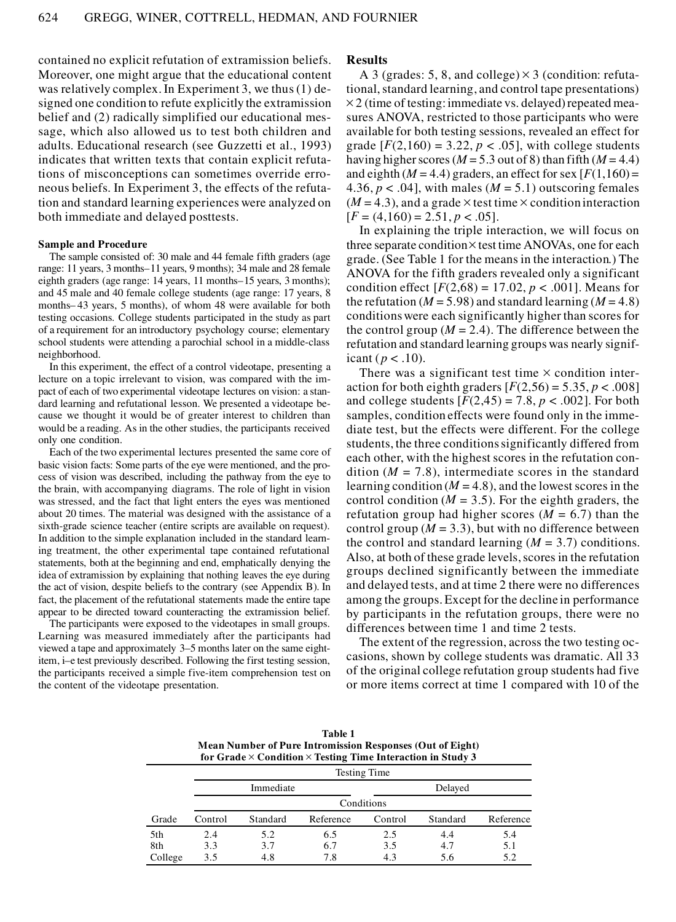contained no explicit refutation of extramission beliefs. Moreover, one might argue that the educational content was relatively complex. In Experiment 3, we thus (1) designed one condition to refute explicitly the extramission belief and (2) radically simplified our educational message, which also allowed us to test both children and adults. Educational research (see Guzzetti et al., 1993) indicates that written texts that contain explicit refutations of misconceptions can sometimes override erroneous beliefs. In Experiment 3, the effects of the refutation and standard learning experiences were analyzed on both immediate and delayed posttests.

### Sample and Procedure

The sample consisted of: 30 male and 44 female fifth graders (age range: 11 years, 3 months–11 years, 9 months); 34 male and 28 female eighth graders (age range: 14 years, 11 months–15 years, 3 months); and 45 male and 40 female college students (age range: 17 years, 8 months–43 years, 5 months), of whom 48 were available for both testing occasions. College students participated in the study as part of a requirement for an introductory psychology course; elementary school students were attending a parochial school in a middle-class neighborhood.

In this experiment, the effect of a control videotape, presenting a lecture on a topic irrelevant to vision, was compared with the impact of each of two experimental videotape lectures on vision: a standard learning and refutational lesson. We presented a videotape because we thought it would be of greater interest to children than would be a reading. As in the other studies, the participants received only one condition.

Each of the two experimental lectures presented the same core of basic vision facts: Some parts of the eye were mentioned, and the process of vision was described, including the pathway from the eye to the brain, with accompanying diagrams. The role of light in vision was stressed, and the fact that light enters the eyes was mentioned about 20 times. The material was designed with the assistance of a sixth-grade science teacher (entire scripts are available on request). In addition to the simple explanation included in the standard learning treatment, the other experimental tape contained refutational statements, both at the beginning and end, emphatically denying the idea of extramission by explaining that nothing leaves the eye during the act of vision, despite beliefs to the contrary (see Appendix B). In fact, the placement of the refutational statements made the entire tape appear to be directed toward counteracting the extramission belief.

The participants were exposed to the videotapes in small groups. Learning was measured immediately after the participants had viewed a tape and approximately 3–5 months later on the same eight-item, i–e test previously described. Following the first testing session, the participants received a simple five-item comprehension test on the content of the videotape presentation.

### Results

A 3 (grades: 5, 8, and college) × 3 (condition: refutational, standard learning, and control tape presentations) × 2 (time of testing: immediate vs. delayed) repeated measures ANOVA, restricted to those participants who were available for both testing sessions, revealed an effect for grade [$F(2,160) = 3.22$, $p < .05$], with college students having higher scores ($M = 5.3$ out of 8) than fifth ($M = 4.4$) and eighth ($M = 4.4$) graders, an effect for sex [$F(1,160) = 4.36$, $p < .04$], with males ($M = 5.1$) outscoring females ($M = 4.3$), and a grade × test time × condition interaction [$F = (4,160) = 2.51$, $p < .05$].

In explaining the triple interaction, we will focus on three separate condition × test time ANOVAs, one for each grade. (See Table 1 for the means in the interaction.) The ANOVA for the fifth graders revealed only a significant condition effect [$F(2,68) = 17.02$, $p < .001$]. Means for the refutation ($M = 5.98$) and standard learning ($M = 4.8$) conditions were each significantly higher than scores for the control group ($M = 2.4$). The difference between the refutation and standard learning groups was nearly significant ($p < .10$).

There was a significant test time × condition interaction for both eighth graders [$F(2,56) = 5.35$, $p < .008$] and college students [$F(2,45) = 7.8$, $p < .002$]. For both samples, condition effects were found only in the immediate test, but the effects were different. For the college students, the three conditions significantly differed from each other, with the highest scores in the refutation condition ($M = 7.8$), intermediate scores in the standard learning condition ($M = 4.8$), and the lowest scores in the control condition ($M = 3.5$). For the eighth graders, the refutation group had higher scores ($M = 6.7$) than the control group ($M = 3.3$), but with no difference between the control and standard learning ($M = 3.7$) conditions. Also, at both of these grade levels, scores in the refutation groups declined significantly between the immediate and delayed tests, and at time 2 there were no differences among the groups. Except for the decline in performance by participants in the refutation groups, there were no differences between time 1 and time 2 tests.

The extent of the regression, across the two testing occasions, shown by college students was dramatic. All 33 of the original college refutation group students had five or more items correct at time 1 compared with 10 of the

**Table 1**
**Mean Number of Pure Intromission Responses (Out of Eight) for Grade × Condition × Testing Time Interaction in Study 3**

| | Testing Time | | | | | |
|---|---|---|---|---|---|---|
| | Immediate | | | Delayed | | |
| | Conditions | | | | | |
| Grade | Control | Standard | Reference | Control | Standard | Reference |
| 5th | 2.4 | 5.2 | 6.5 | 2.5 | 4.4 | 5.4 |
| 8th | 3.3 | 3.7 | 6.7 | 3.5 | 4.7 | 5.1 |
| College | 3.5 | 4.8 | 7.8 | 4.3 | 5.6 | 5.2 |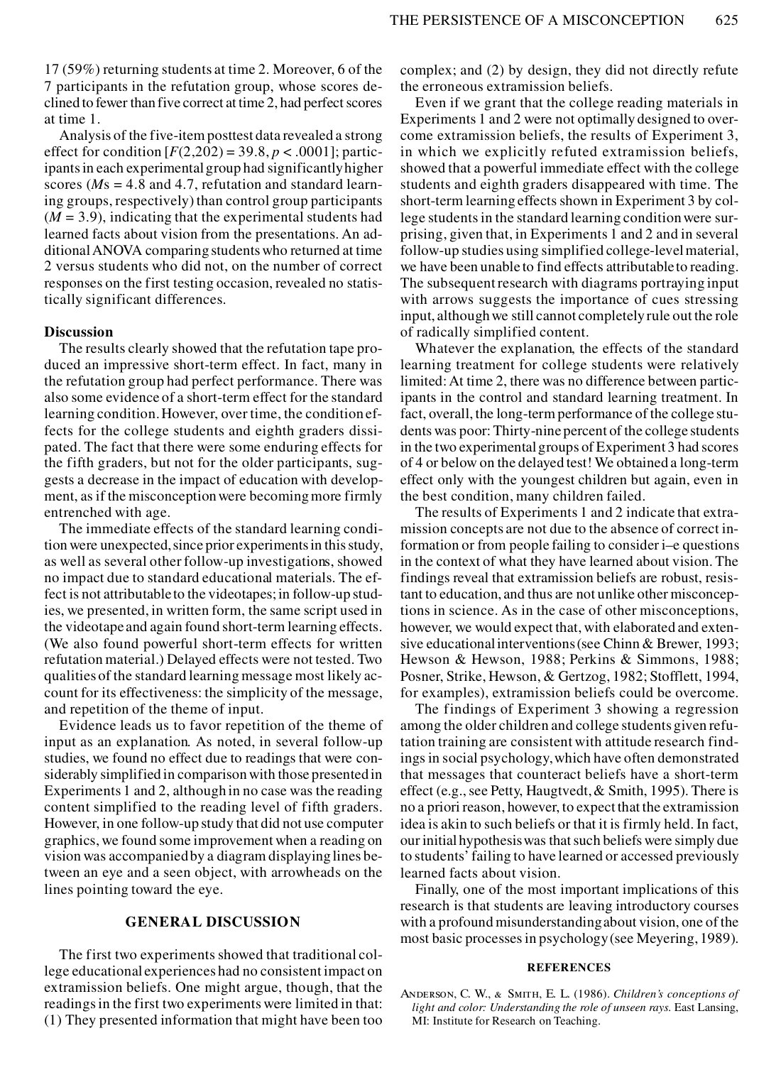17 (59%) returning students at time 2. Moreover, 6 of the 7 participants in the refutation group, whose scores declined to fewer than five correct at time 2, had perfect scores at time 1.

Analysis of the five-item posttest data revealed a strong effect for condition [$F(2,202) = 39.8$, $p < .0001$]; participants in each experimental group had significantly higher scores ($M$s = 4.8 and 4.7, refutation and standard learning groups, respectively) than control group participants ($M = 3.9$), indicating that the experimental students had learned facts about vision from the presentations. An additional ANOVA comparing students who returned at time 2 versus students who did not, on the number of correct responses on the first testing occasion, revealed no statistically significant differences.

### Discussion

The results clearly showed that the refutation tape produced an impressive short-term effect. In fact, many in the refutation group had perfect performance. There was also some evidence of a short-term effect for the standard learning condition. However, over time, the condition effects for the college students and eighth graders dissipated. The fact that there were some enduring effects for the fifth graders, but not for the older participants, suggests a decrease in the impact of education with development, as if the misconception were becoming more firmly entrenched with age.

The immediate effects of the standard learning condition were unexpected, since prior experiments in this study, as well as several other follow-up investigations, showed no impact due to standard educational materials. The effect is not attributable to the videotapes; in follow-up studies, we presented, in written form, the same script used in the videotape and again found short-term learning effects. (We also found powerful short-term effects for written refutation material.) Delayed effects were not tested. Two qualities of the standard learning message most likely account for its effectiveness: the simplicity of the message, and repetition of the theme of input.

Evidence leads us to favor repetition of the theme of input as an explanation. As noted, in several follow-up studies, we found no effect due to readings that were considerably simplified in comparison with those presented in Experiments 1 and 2, although in no case was the reading content simplified to the reading level of fifth graders. However, in one follow-up study that did not use computer graphics, we found some improvement when a reading on vision was accompanied by a diagram displaying lines between an eye and a seen object, with arrowheads on the lines pointing toward the eye.

## GENERAL DISCUSSION

The first two experiments showed that traditional college educational experiences had no consistent impact on extramission beliefs. One might argue, though, that the readings in the first two experiments were limited in that: (1) They presented information that might have been too complex; and (2) by design, they did not directly refute the erroneous extramission beliefs.

Even if we grant that the college reading materials in Experiments 1 and 2 were not optimally designed to overcome extramission beliefs, the results of Experiment 3, in which we explicitly refuted extramission beliefs, showed that a powerful immediate effect with the college students and eighth graders disappeared with time. The short-term learning effects shown in Experiment 3 by college students in the standard learning condition were surprising, given that, in Experiments 1 and 2 and in several follow-up studies using simplified college-level material, we have been unable to find effects attributable to reading. The subsequent research with diagrams portraying input with arrows suggests the importance of cues stressing input, although we still cannot completely rule out the role of radically simplified content.

Whatever the explanation, the effects of the standard learning treatment for college students were relatively limited: At time 2, there was no difference between participants in the control and standard learning treatment. In fact, overall, the long-term performance of the college students was poor: Thirty-nine percent of the college students in the two experimental groups of Experiment 3 had scores of 4 or below on the delayed test! We obtained a long-term effect only with the youngest children but again, even in the best condition, many children failed.

The results of Experiments 1 and 2 indicate that extramission concepts are not due to the absence of correct information or from people failing to consider i–e questions in the context of what they have learned about vision. The findings reveal that extramission beliefs are robust, resistant to education, and thus are not unlike other misconceptions in science. As in the case of other misconceptions, however, we would expect that, with elaborated and extensive educational interventions (see Chinn & Brewer, 1993; Hewson & Hewson, 1988; Perkins & Simmons, 1988; Posner, Strike, Hewson, & Gertzog, 1982; Stofflett, 1994, for examples), extramission beliefs could be overcome.

The findings of Experiment 3 showing a regression among the older children and college students given refutation training are consistent with attitude research findings in social psychology, which have often demonstrated that messages that counteract beliefs have a short-term effect (e.g., see Petty, Haugtvedt, & Smith, 1995). There is no a priori reason, however, to expect that the extramission idea is akin to such beliefs or that it is firmly held. In fact, our initial hypothesis was that such beliefs were simply due to students' failing to have learned or accessed previously learned facts about vision.

Finally, one of the most important implications of this research is that students are leaving introductory courses with a profound misunderstanding about vision, one of the most basic processes in psychology (see Meyering, 1989).

## REFERENCES

Anderson, C. W., & Smith, E. L. (1986). *Children's conceptions of light and color: Understanding the role of unseen rays.* East Lansing, MI: Institute for Research on Teaching.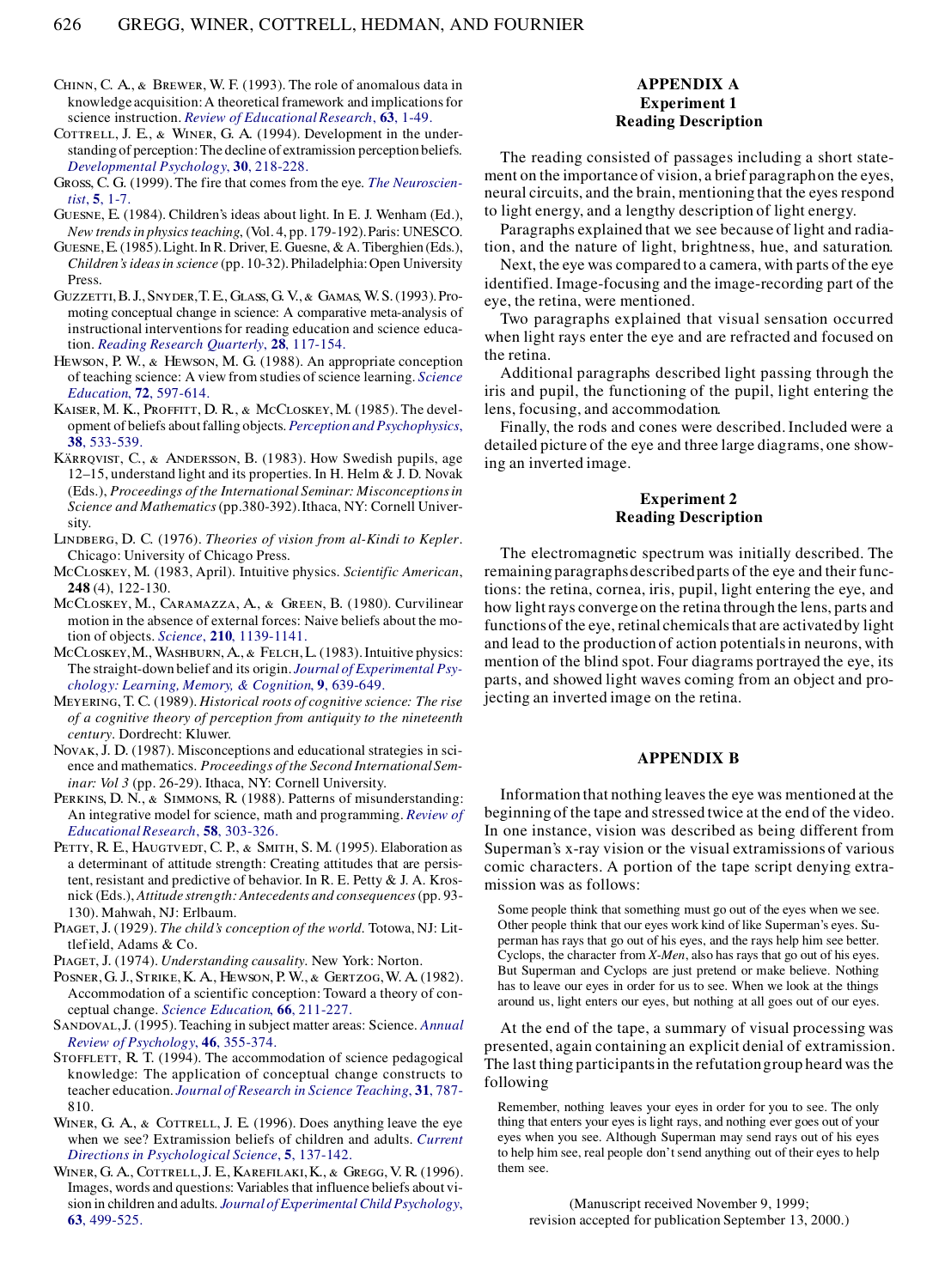Chinn, C. A., & Brewer, W. F. (1993). The role of anomalous data in knowledge acquisition: A theoretical framework and implications for science instruction. *Review of Educational Research*, **63**, 1-49.

Cottrell, J. E., & Winer, G. A. (1994). Development in the understanding of perception: The decline of extramission perception beliefs. *Developmental Psychology*, **30**, 218-228.

Gross, C. G. (1999). The fire that comes from the eye. *The Neuroscientist*, **5**, 1-7.

Guesne, E. (1984). Children's ideas about light. In E. J. Wenham (Ed.), *New trends in physics teaching*, (Vol. 4, pp. 179-192). Paris: UNESCO.

Guesne, E. (1985). Light. In R. Driver, E. Guesne, & A. Tiberghien (Eds.), *Children's ideas in science* (pp. 10-32). Philadelphia: Open University Press.

Guzzetti, B. J., Snyder, T. E., Glass, G. V., & Gamas, W. S. (1993). Promoting conceptual change in science: A comparative meta-analysis of instructional interventions for reading education and science education. *Reading Research Quarterly*, **28**, 117-154.

Hewson, P. W., & Hewson, M. G. (1988). An appropriate conception of teaching science: A view from studies of science learning. *Science Education*, **72**, 597-614.

Kaiser, M. K., Proffitt, D. R., & McCloskey, M. (1985). The development of beliefs about falling objects. *Perception and Psychophysics*, **38**, 533-539.

Kärrqvist, C., & Andersson, B. (1983). How Swedish pupils, age 12–15, understand light and its properties. In H. Helm & J. D. Novak (Eds.), *Proceedings of the International Seminar: Misconceptions in Science and Mathematics* (pp.380-392). Ithaca, NY: Cornell University.

Lindberg, D. C. (1976). *Theories of vision from al-Kindi to Kepler*. Chicago: University of Chicago Press.

McCloskey, M. (1983, April). Intuitive physics. *Scientific American*, **248** (4), 122-130.

McCloskey, M., Caramazza, A., & Green, B. (1980). Curvilinear motion in the absence of external forces: Naive beliefs about the motion of objects. *Science*, **210**, 1139-1141.

McCloskey, M., Washburn, A., & Felch, L. (1983). Intuitive physics: The straight-down belief and its origin. *Journal of Experimental Psychology: Learning, Memory, & Cognition*, **9**, 639-649.

Meyering, T. C. (1989). *Historical roots of cognitive science: The rise of a cognitive theory of perception from antiquity to the nineteenth century*. Dordrecht: Kluwer.

Novak, J. D. (1987). Misconceptions and educational strategies in science and mathematics. *Proceedings of the Second International Seminar: Vol 3* (pp. 26-29). Ithaca, NY: Cornell University.

Perkins, D. N., & Simmons, R. (1988). Patterns of misunderstanding: An integrative model for science, math and programming. *Review of Educational Research*, **58**, 303-326.

Petty, R. E., Haugtvedt, C. P., & Smith, S. M. (1995). Elaboration as a determinant of attitude strength: Creating attitudes that are persistent, resistant and predictive of behavior. In R. E. Petty & J. A. Krosnick (Eds.), *Attitude strength: Antecedents and consequences* (pp. 93-130). Mahwah, NJ: Erlbaum.

Piaget, J. (1929). *The child's conception of the world*. Totowa, NJ: Littlefield, Adams & Co.

Piaget, J. (1974). *Understanding causality*. New York: Norton.

Posner, G. J., Strike, K. A., Hewson, P. W., & Gertzog, W. A. (1982). Accommodation of a scientific conception: Toward a theory of conceptual change. *Science Education*, **66**, 211-227.

Sandoval, J. (1995). Teaching in subject matter areas: Science. *Annual Review of Psychology*, **46**, 355-374.

Stofflett, R. T. (1994). The accommodation of science pedagogical knowledge: The application of conceptual change constructs to teacher education. *Journal of Research in Science Teaching*, **31**, 787-810.

Winer, G. A., & Cottrell, J. E. (1996). Does anything leave the eye when we see? Extramission beliefs of children and adults. *Current Directions in Psychological Science*, **5**, 137-142.

Winer, G. A., Cottrell, J. E., Karefilaki, K., & Gregg, V. R. (1996). Images, words and questions: Variables that influence beliefs about vision in children and adults. *Journal of Experimental Child Psychology*, **63**, 499-525.

## APPENDIX A
### Experiment 1
### Reading Description

The reading consisted of passages including a short statement on the importance of vision, a brief paragraph on the eyes, neural circuits, and the brain, mentioning that the eyes respond to light energy, and a lengthy description of light energy.

Paragraphs explained that we see because of light and radiation, and the nature of light, brightness, hue, and saturation.

Next, the eye was compared to a camera, with parts of the eye identified. Image-focusing and the image-recording part of the eye, the retina, were mentioned.

Two paragraphs explained that visual sensation occurred when light rays enter the eye and are refracted and focused on the retina.

Additional paragraphs described light passing through the iris and pupil, the functioning of the pupil, light entering the lens, focusing, and accommodation.

Finally, the rods and cones were described. Included were a detailed picture of the eye and three large diagrams, one showing an inverted image.

### Experiment 2
### Reading Description

The electromagnetic spectrum was initially described. The remaining paragraphs described parts of the eye and their functions: the retina, cornea, iris, pupil, light entering the eye, and how light rays converge on the retina through the lens, parts and functions of the eye, retinal chemicals that are activated by light and lead to the production of action potentials in neurons, with mention of the blind spot. Four diagrams portrayed the eye, its parts, and showed light waves coming from an object and projecting an inverted image on the retina.

## APPENDIX B

Information that nothing leaves the eye was mentioned at the beginning of the tape and stressed twice at the end of the video. In one instance, vision was described as being different from Superman's x-ray vision or the visual extramissions of various comic characters. A portion of the tape script denying extramission was as follows:

> Some people think that something must go out of the eyes when we see. Other people think that our eyes work kind of like Superman's eyes. Superman has rays that go out of his eyes, and the rays help him see better. Cyclops, the character from *X-Men*, also has rays that go out of his eyes. But Superman and Cyclops are just pretend or make believe. Nothing has to leave our eyes in order for us to see. When we look at the things around us, light enters our eyes, but nothing at all goes out of our eyes.

At the end of the tape, a summary of visual processing was presented, again containing an explicit denial of extramission. The last thing participants in the refutation group heard was the following

> Remember, nothing leaves your eyes in order for you to see. The only thing that enters your eyes is light rays, and nothing ever goes out of your eyes when you see. Although Superman may send rays out of his eyes to help him see, real people don't send anything out of their eyes to help them see.

(Manuscript received November 9, 1999;
revision accepted for publication September 13, 2000.)